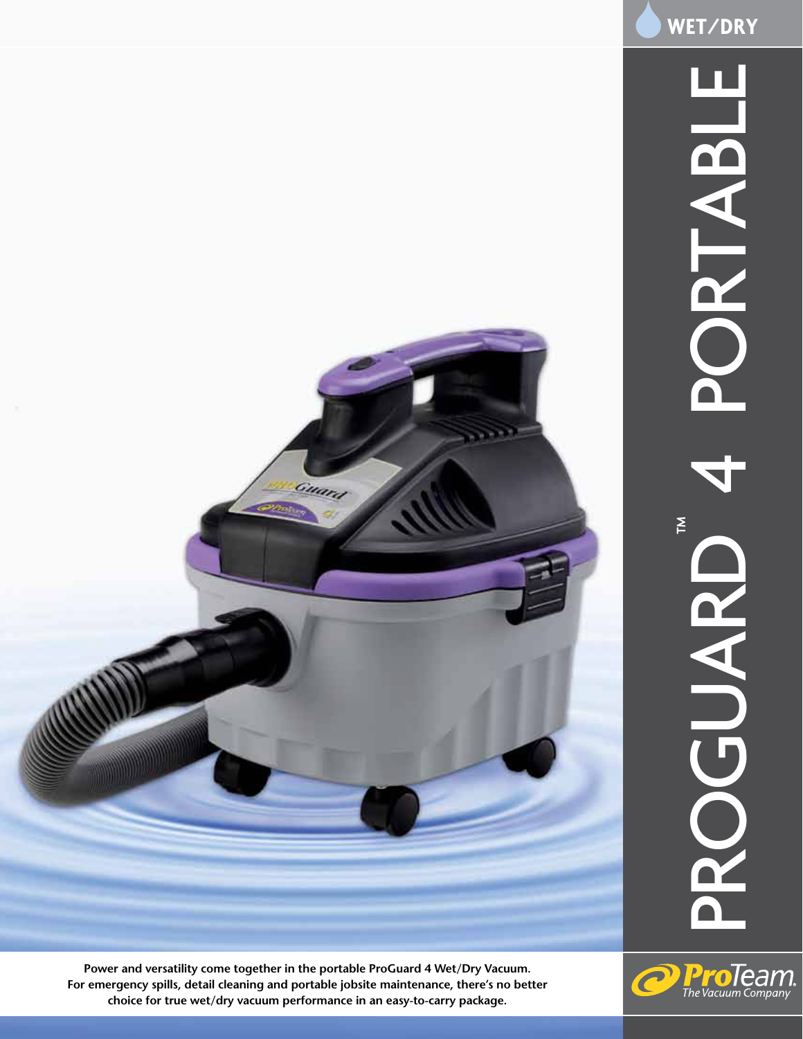WET/DRY

# PROGUARD™ 4 PORTABLE

**Power and versatility come together in the portable ProGuard 4 Wet/Dry Vacuum. For emergency spills, detail cleaning and portable jobsite maintenance, there's no better choice for true wet/dry vacuum performance in an easy-to-carry package.**

ProTeam. The Vacuum Company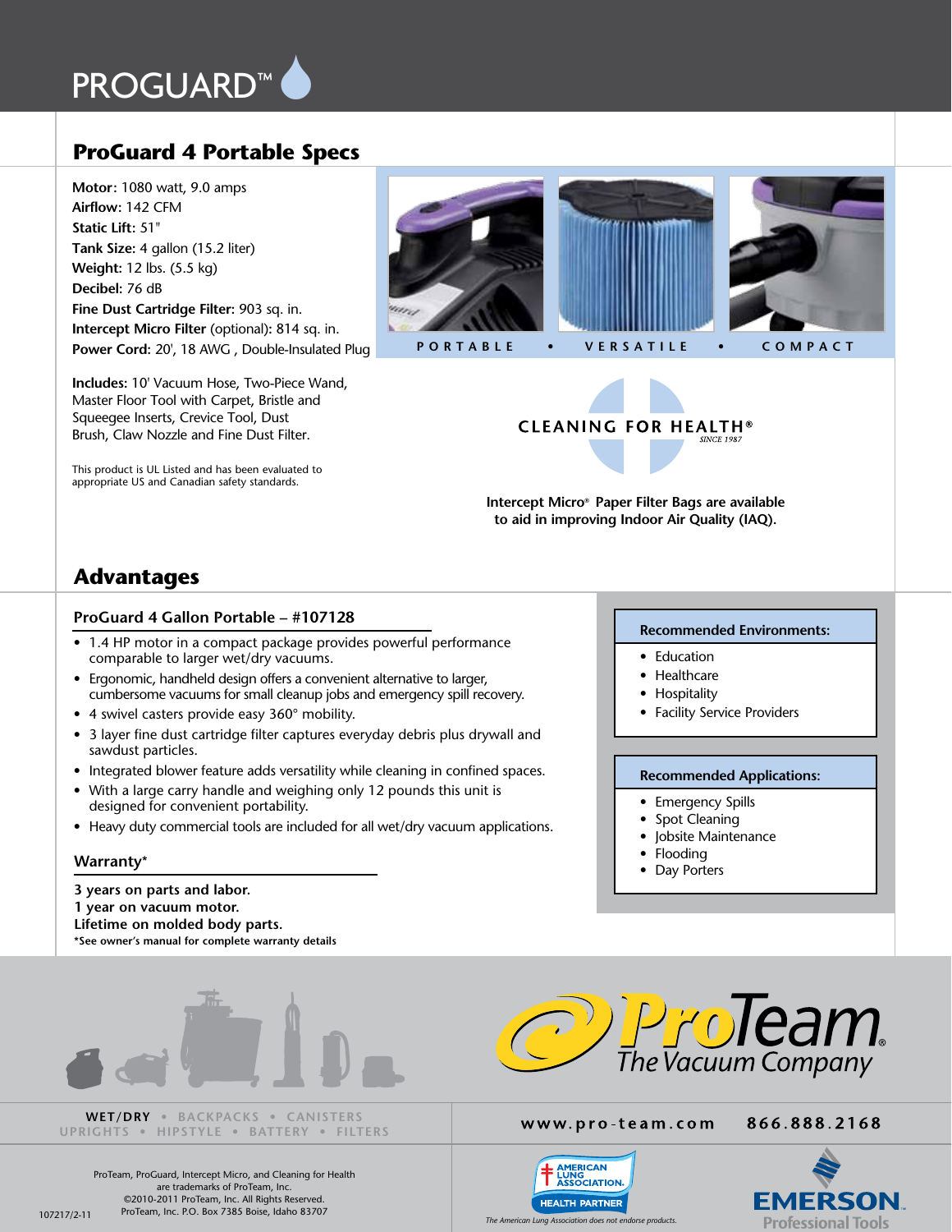PROGUARD™

## ProGuard 4 Portable Specs

**Motor:** 1080 watt, 9.0 amps
**Airflow:** 142 CFM
**Static Lift:** 51"
**Tank Size:** 4 gallon (15.2 liter)
**Weight:** 12 lbs. (5.5 kg)
**Decibel:** 76 dB
**Fine Dust Cartridge Filter:** 903 sq. in.
**Intercept Micro Filter** (optional)**:** 814 sq. in.
**Power Cord:** 20', 18 AWG , Double-Insulated Plug

**Includes:** 10' Vacuum Hose, Two-Piece Wand, Master Floor Tool with Carpet, Bristle and Squeegee Inserts, Crevice Tool, Dust Brush, Claw Nozzle and Fine Dust Filter.

This product is UL Listed and has been evaluated to appropriate US and Canadian safety standards.

PORTABLE • VERSATILE • COMPACT

CLEANING FOR HEALTH® SINCE 1987

**Intercept Micro® Paper Filter Bags are available to aid in improving Indoor Air Quality (IAQ).**

## Advantages

### ProGuard 4 Gallon Portable – #107128

- 1.4 HP motor in a compact package provides powerful performance comparable to larger wet/dry vacuums.
- Ergonomic, handheld design offers a convenient alternative to larger, cumbersome vacuums for small cleanup jobs and emergency spill recovery.
- 4 swivel casters provide easy 360° mobility.
- 3 layer fine dust cartridge filter captures everyday debris plus drywall and sawdust particles.
- Integrated blower feature adds versatility while cleaning in confined spaces.
- With a large carry handle and weighing only 12 pounds this unit is designed for convenient portability.
- Heavy duty commercial tools are included for all wet/dry vacuum applications.

### Warranty*

**3 years on parts and labor.**
**1 year on vacuum motor.**
**Lifetime on molded body parts.**
***See owner's manual for complete warranty details**

**Recommended Environments:**

- Education
- Healthcare
- Hospitality
- Facility Service Providers

**Recommended Applications:**

- Emergency Spills
- Spot Cleaning
- Jobsite Maintenance
- Flooding
- Day Porters

ProTeam® The Vacuum Company

WET/DRY • BACKPACKS • CANISTERS
UPRIGHTS • HIPSTYLE • BATTERY • FILTERS

www.pro-team.com 866.888.2168

ProTeam, ProGuard, Intercept Micro, and Cleaning for Health are trademarks of ProTeam, Inc.
©2010-2011 ProTeam, Inc. All Rights Reserved.
ProTeam, Inc. P.O. Box 7385 Boise, Idaho 83707

107217/2-11

AMERICAN LUNG ASSOCIATION. HEALTH PARTNER

*The American Lung Association does not endorse products.*

EMERSON. Professional Tools